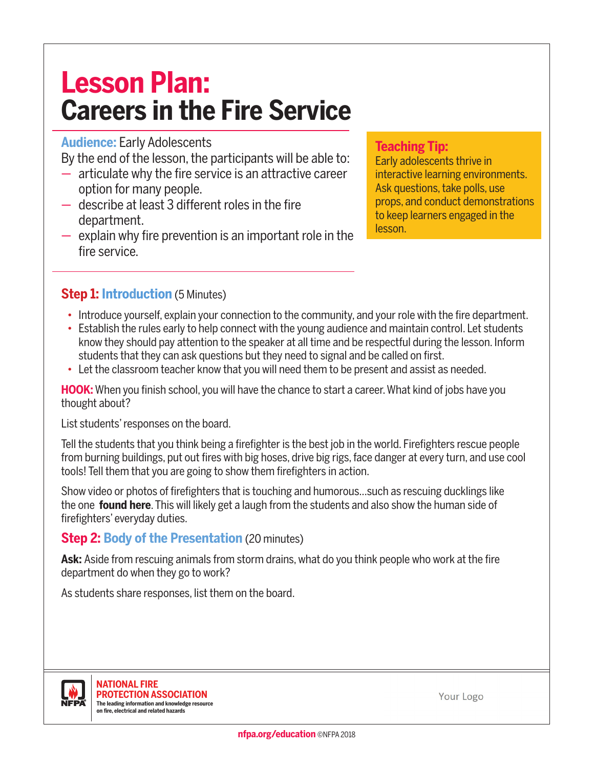# Lesson Plan: Careers in the Fire Service

**Audience:** Early Adolescents

By the end of the lesson, the participants will be able to:

- articulate why the fire service is an attractive career option for many people.
- describe at least 3 different roles in the fire department.
- explain why fire prevention is an important role in the fire service.

**Teaching Tip:**
Early adolescents thrive in interactive learning environments. Ask questions, take polls, use props, and conduct demonstrations to keep learners engaged in the lesson.

## Step 1: Introduction (5 Minutes)

- Introduce yourself, explain your connection to the community, and your role with the fire department.
- Establish the rules early to help connect with the young audience and maintain control. Let students know they should pay attention to the speaker at all time and be respectful during the lesson. Inform students that they can ask questions but they need to signal and be called on first.
- Let the classroom teacher know that you will need them to be present and assist as needed.

**HOOK:** When you finish school, you will have the chance to start a career. What kind of jobs have you thought about?

List students' responses on the board.

Tell the students that you think being a firefighter is the best job in the world. Firefighters rescue people from burning buildings, put out fires with big hoses, drive big rigs, face danger at every turn, and use cool tools! Tell them that you are going to show them firefighters in action.

Show video or photos of firefighters that is touching and humorous...such as rescuing ducklings like the one **found here**. This will likely get a laugh from the students and also show the human side of firefighters' everyday duties.

## Step 2: Body of the Presentation (20 minutes)

**Ask:** Aside from rescuing animals from storm drains, what do you think people who work at the fire department do when they go to work?

As students share responses, list them on the board.

NATIONAL FIRE PROTECTION ASSOCIATION
The leading information and knowledge resource on fire, electrical and related hazards

Your Logo

nfpa.org/education ©NFPA 2018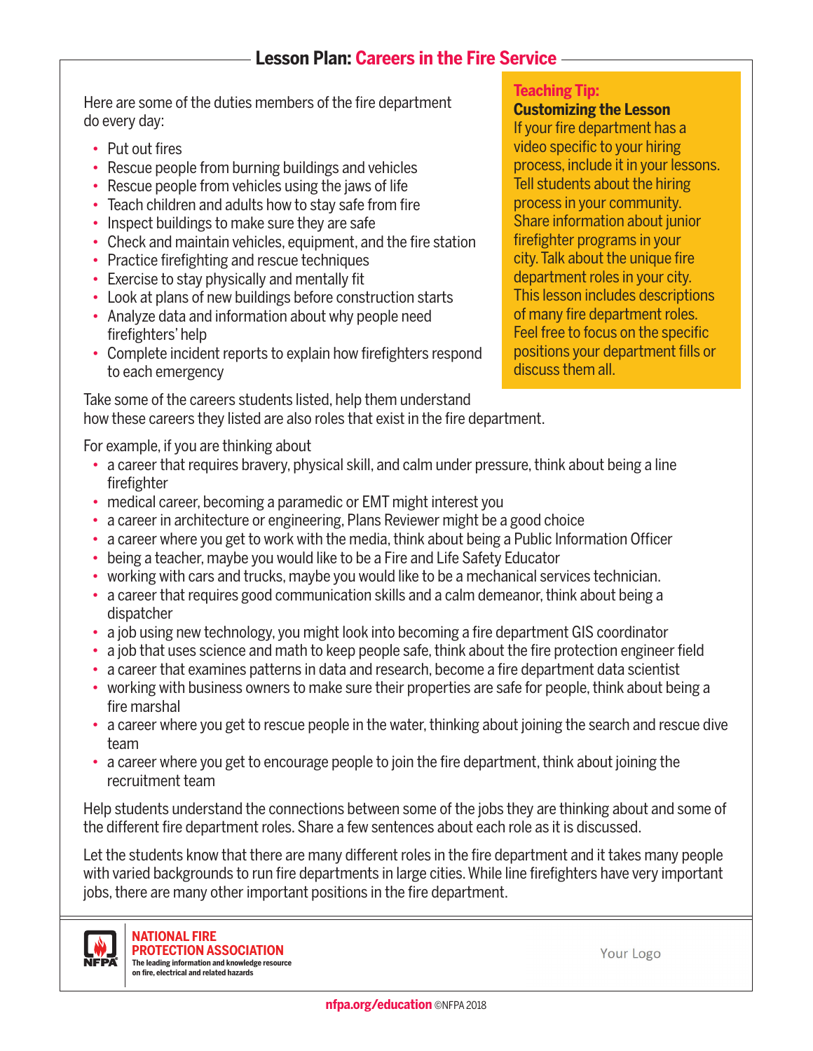## Lesson Plan: Careers in the Fire Service

Here are some of the duties members of the fire department do every day:

- Put out fires
- Rescue people from burning buildings and vehicles
- Rescue people from vehicles using the jaws of life
- Teach children and adults how to stay safe from fire
- Inspect buildings to make sure they are safe
- Check and maintain vehicles, equipment, and the fire station
- Practice firefighting and rescue techniques
- Exercise to stay physically and mentally fit
- Look at plans of new buildings before construction starts
- Analyze data and information about why people need firefighters' help
- Complete incident reports to explain how firefighters respond to each emergency

**Teaching Tip:**
**Customizing the Lesson**
If your fire department has a video specific to your hiring process, include it in your lessons. Tell students about the hiring process in your community. Share information about junior firefighter programs in your city. Talk about the unique fire department roles in your city. This lesson includes descriptions of many fire department roles. Feel free to focus on the specific positions your department fills or discuss them all.

Take some of the careers students listed, help them understand how these careers they listed are also roles that exist in the fire department.

For example, if you are thinking about

- a career that requires bravery, physical skill, and calm under pressure, think about being a line firefighter
- medical career, becoming a paramedic or EMT might interest you
- a career in architecture or engineering, Plans Reviewer might be a good choice
- a career where you get to work with the media, think about being a Public Information Officer
- being a teacher, maybe you would like to be a Fire and Life Safety Educator
- working with cars and trucks, maybe you would like to be a mechanical services technician.
- a career that requires good communication skills and a calm demeanor, think about being a dispatcher
- a job using new technology, you might look into becoming a fire department GIS coordinator
- a job that uses science and math to keep people safe, think about the fire protection engineer field
- a career that examines patterns in data and research, become a fire department data scientist
- working with business owners to make sure their properties are safe for people, think about being a fire marshal
- a career where you get to rescue people in the water, thinking about joining the search and rescue dive team
- a career where you get to encourage people to join the fire department, think about joining the recruitment team

Help students understand the connections between some of the jobs they are thinking about and some of the different fire department roles. Share a few sentences about each role as it is discussed.

Let the students know that there are many different roles in the fire department and it takes many people with varied backgrounds to run fire departments in large cities. While line firefighters have very important jobs, there are many other important positions in the fire department.

NATIONAL FIRE PROTECTION ASSOCIATION
The leading information and knowledge resource on fire, electrical and related hazards

Your Logo

nfpa.org/education ©NFPA 2018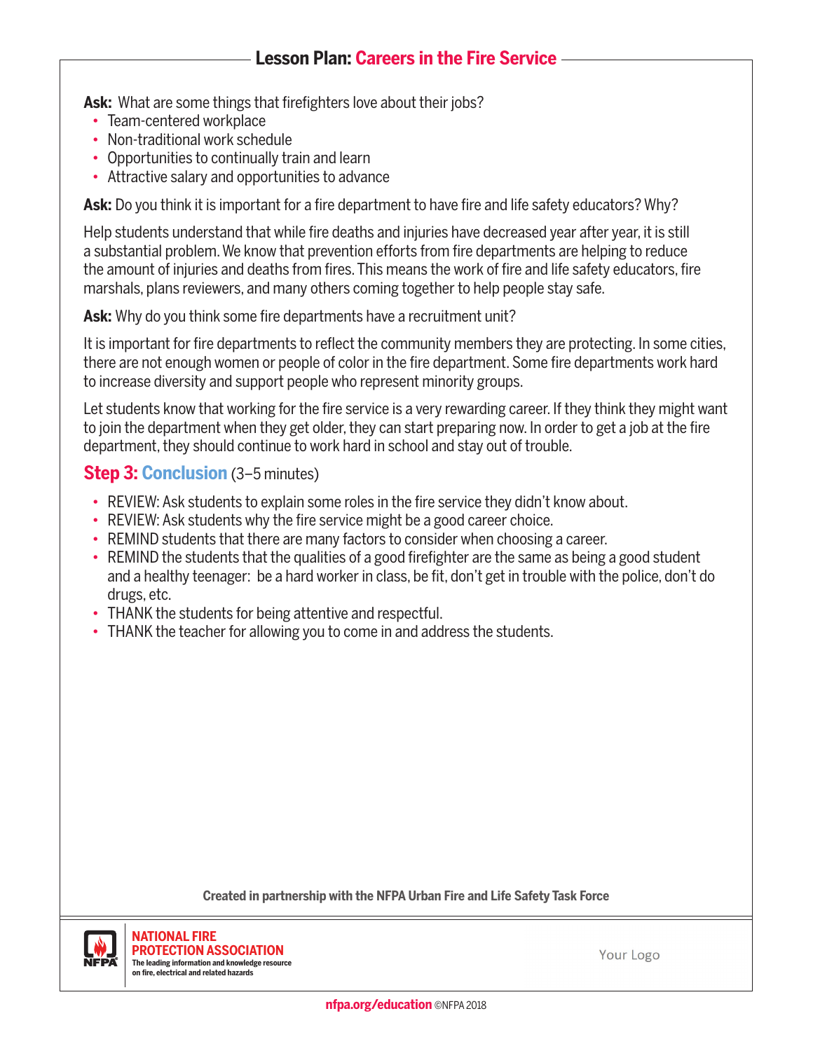**Ask:** What are some things that firefighters love about their jobs?

- Team-centered workplace
- Non-traditional work schedule
- Opportunities to continually train and learn
- Attractive salary and opportunities to advance

**Ask:** Do you think it is important for a fire department to have fire and life safety educators? Why?

Help students understand that while fire deaths and injuries have decreased year after year, it is still a substantial problem. We know that prevention efforts from fire departments are helping to reduce the amount of injuries and deaths from fires. This means the work of fire and life safety educators, fire marshals, plans reviewers, and many others coming together to help people stay safe.

**Ask:** Why do you think some fire departments have a recruitment unit?

It is important for fire departments to reflect the community members they are protecting. In some cities, there are not enough women or people of color in the fire department. Some fire departments work hard to increase diversity and support people who represent minority groups.

Let students know that working for the fire service is a very rewarding career. If they think they might want to join the department when they get older, they can start preparing now. In order to get a job at the fire department, they should continue to work hard in school and stay out of trouble.

## Step 3: Conclusion (3–5 minutes)

- REVIEW: Ask students to explain some roles in the fire service they didn't know about.
- REVIEW: Ask students why the fire service might be a good career choice.
- REMIND students that there are many factors to consider when choosing a career.
- REMIND the students that the qualities of a good firefighter are the same as being a good student and a healthy teenager: be a hard worker in class, be fit, don't get in trouble with the police, don't do drugs, etc.
- THANK the students for being attentive and respectful.
- THANK the teacher for allowing you to come in and address the students.

**Created in partnership with the NFPA Urban Fire and Life Safety Task Force**

NATIONAL FIRE PROTECTION ASSOCIATION
The leading information and knowledge resource on fire, electrical and related hazards

Your Logo

nfpa.org/education ©NFPA 2018